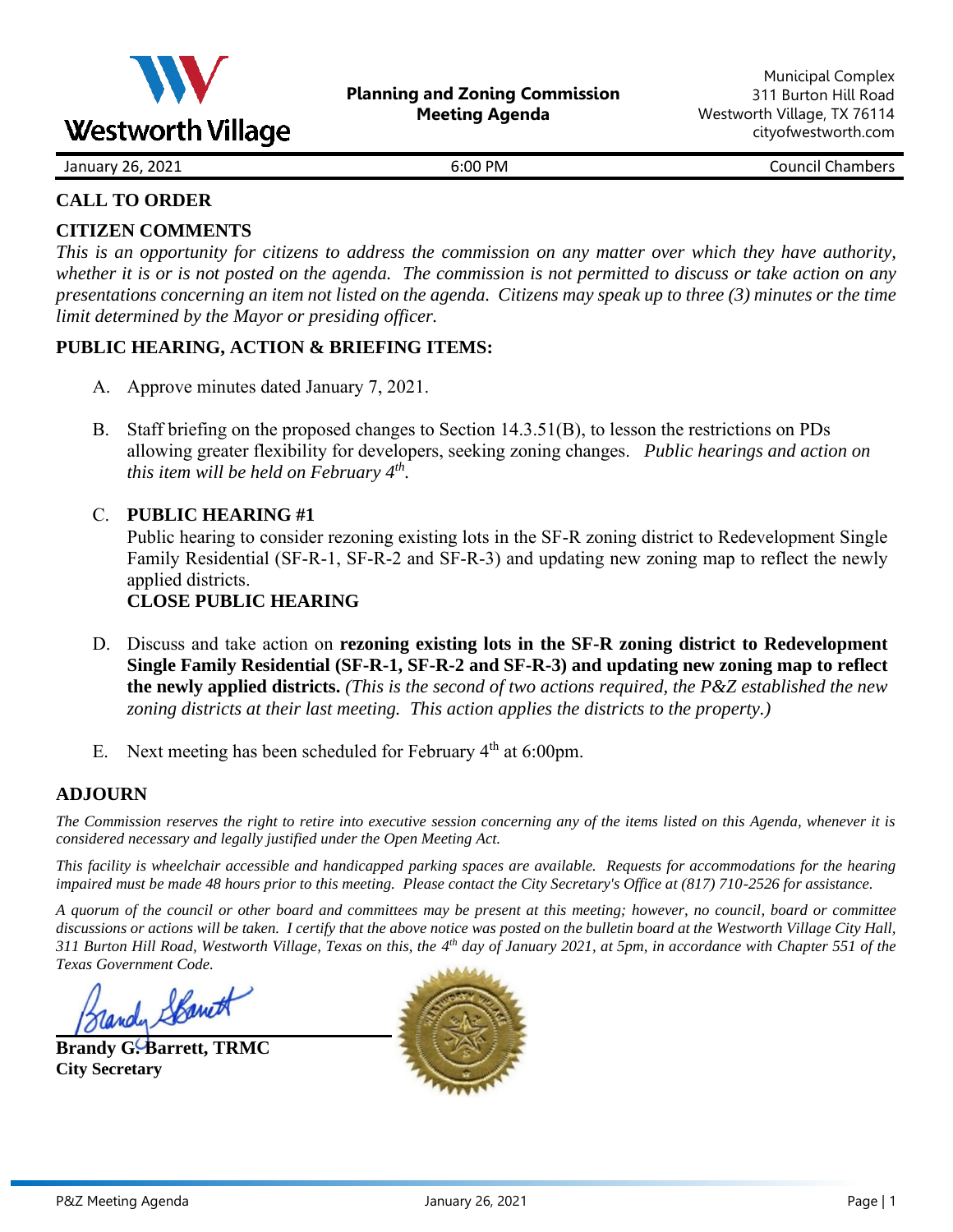Westworth Village

**Planning and Zoning Commission**
**Meeting Agenda**

Municipal Complex
311 Burton Hill Road
Westworth Village, TX 76114
cityofwestworth.com

January 26, 2021 | 6:00 PM | Council Chambers

## CALL TO ORDER

## CITIZEN COMMENTS

*This is an opportunity for citizens to address the commission on any matter over which they have authority, whether it is or is not posted on the agenda. The commission is not permitted to discuss or take action on any presentations concerning an item not listed on the agenda. Citizens may speak up to three (3) minutes or the time limit determined by the Mayor or presiding officer.*

## PUBLIC HEARING, ACTION & BRIEFING ITEMS:

A. Approve minutes dated January 7, 2021.

B. Staff briefing on the proposed changes to Section 14.3.51(B), to lesson the restrictions on PDs allowing greater flexibility for developers, seeking zoning changes. *Public hearings and action on this item will be held on February 4th.*

C. **PUBLIC HEARING #1**
Public hearing to consider rezoning existing lots in the SF-R zoning district to Redevelopment Single Family Residential (SF-R-1, SF-R-2 and SF-R-3) and updating new zoning map to reflect the newly applied districts.
**CLOSE PUBLIC HEARING**

D. Discuss and take action on **rezoning existing lots in the SF-R zoning district to Redevelopment Single Family Residential (SF-R-1, SF-R-2 and SF-R-3) and updating new zoning map to reflect the newly applied districts.** *(This is the second of two actions required, the P&Z established the new zoning districts at their last meeting. This action applies the districts to the property.)*

E. Next meeting has been scheduled for February 4th at 6:00pm.

## ADJOURN

*The Commission reserves the right to retire into executive session concerning any of the items listed on this Agenda, whenever it is considered necessary and legally justified under the Open Meeting Act.*

*This facility is wheelchair accessible and handicapped parking spaces are available. Requests for accommodations for the hearing impaired must be made 48 hours prior to this meeting. Please contact the City Secretary's Office at (817) 710-2526 for assistance.*

*A quorum of the council or other board and committees may be present at this meeting; however, no council, board or committee discussions or actions will be taken. I certify that the above notice was posted on the bulletin board at the Westworth Village City Hall, 311 Burton Hill Road, Westworth Village, Texas on this, the 4th day of January 2021, at 5pm, in accordance with Chapter 551 of the Texas Government Code.*

**Brandy G. Barrett, TRMC**
**City Secretary**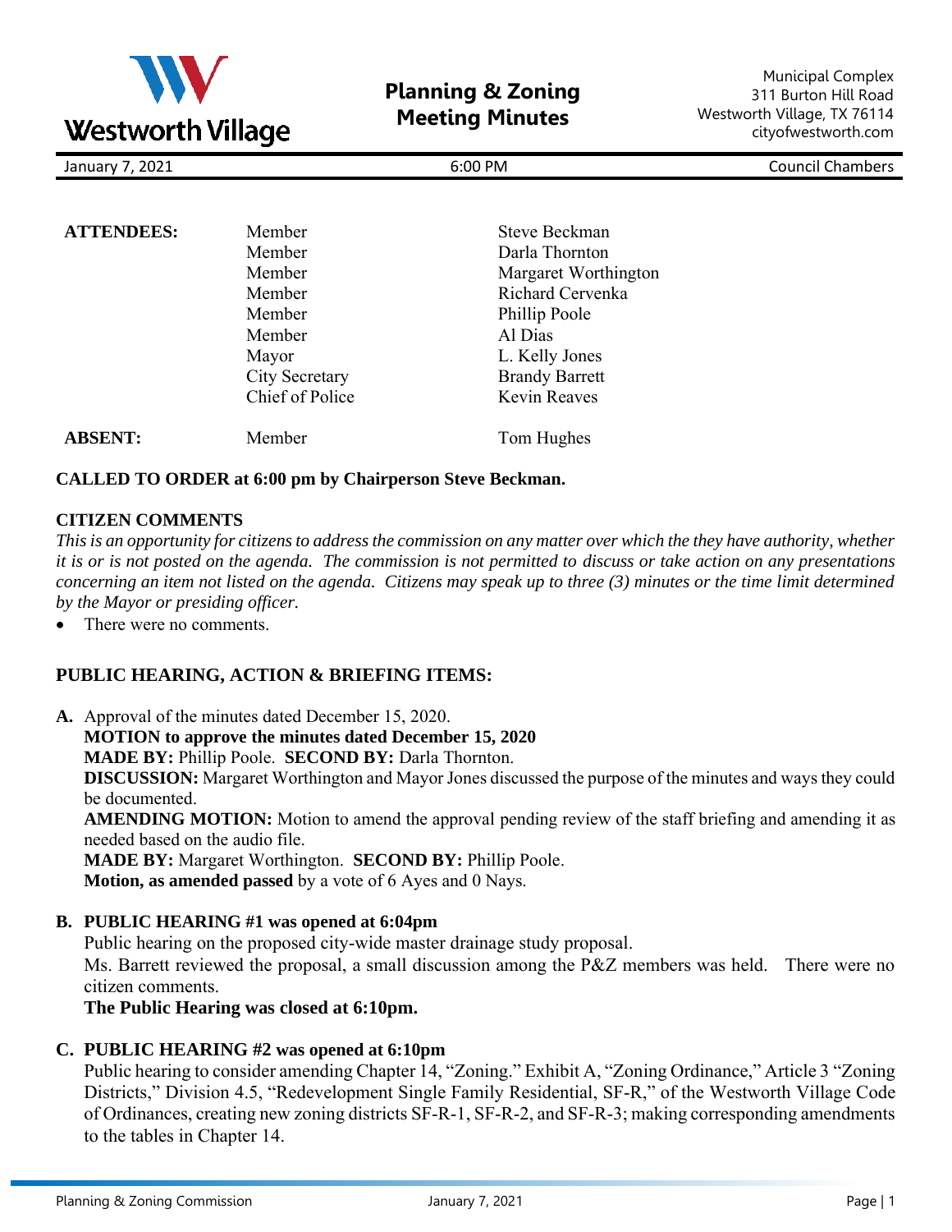# Planning & Zoning Meeting Minutes

Municipal Complex
311 Burton Hill Road
Westworth Village, TX 76114
cityofwestworth.com

January 7, 2021 | 6:00 PM | Council Chambers

| | | |
|---|---|---|
| **ATTENDEES:** | Member | Steve Beckman |
| | Member | Darla Thornton |
| | Member | Margaret Worthington |
| | Member | Richard Cervenka |
| | Member | Phillip Poole |
| | Member | Al Dias |
| | Mayor | L. Kelly Jones |
| | City Secretary | Brandy Barrett |
| | Chief of Police | Kevin Reaves |
| **ABSENT:** | Member | Tom Hughes |

**CALLED TO ORDER at 6:00 pm by Chairperson Steve Beckman.**

**CITIZEN COMMENTS**

*This is an opportunity for citizens to address the commission on any matter over which the they have authority, whether it is or is not posted on the agenda. The commission is not permitted to discuss or take action on any presentations concerning an item not listed on the agenda. Citizens may speak up to three (3) minutes or the time limit determined by the Mayor or presiding officer.*

- There were no comments.

**PUBLIC HEARING, ACTION & BRIEFING ITEMS:**

**A.** Approval of the minutes dated December 15, 2020.
**MOTION to approve the minutes dated December 15, 2020**
**MADE BY:** Phillip Poole. **SECOND BY:** Darla Thornton.
**DISCUSSION:** Margaret Worthington and Mayor Jones discussed the purpose of the minutes and ways they could be documented.
**AMENDING MOTION:** Motion to amend the approval pending review of the staff briefing and amending it as needed based on the audio file.
**MADE BY:** Margaret Worthington. **SECOND BY:** Phillip Poole.
**Motion, as amended passed** by a vote of 6 Ayes and 0 Nays.

**B. PUBLIC HEARING #1 was opened at 6:04pm**
Public hearing on the proposed city-wide master drainage study proposal.
Ms. Barrett reviewed the proposal, a small discussion among the P&Z members was held. There were no citizen comments.
**The Public Hearing was closed at 6:10pm.**

**C. PUBLIC HEARING #2 was opened at 6:10pm**
Public hearing to consider amending Chapter 14, "Zoning." Exhibit A, "Zoning Ordinance," Article 3 "Zoning Districts," Division 4.5, "Redevelopment Single Family Residential, SF-R," of the Westworth Village Code of Ordinances, creating new zoning districts SF-R-1, SF-R-2, and SF-R-3; making corresponding amendments to the tables in Chapter 14.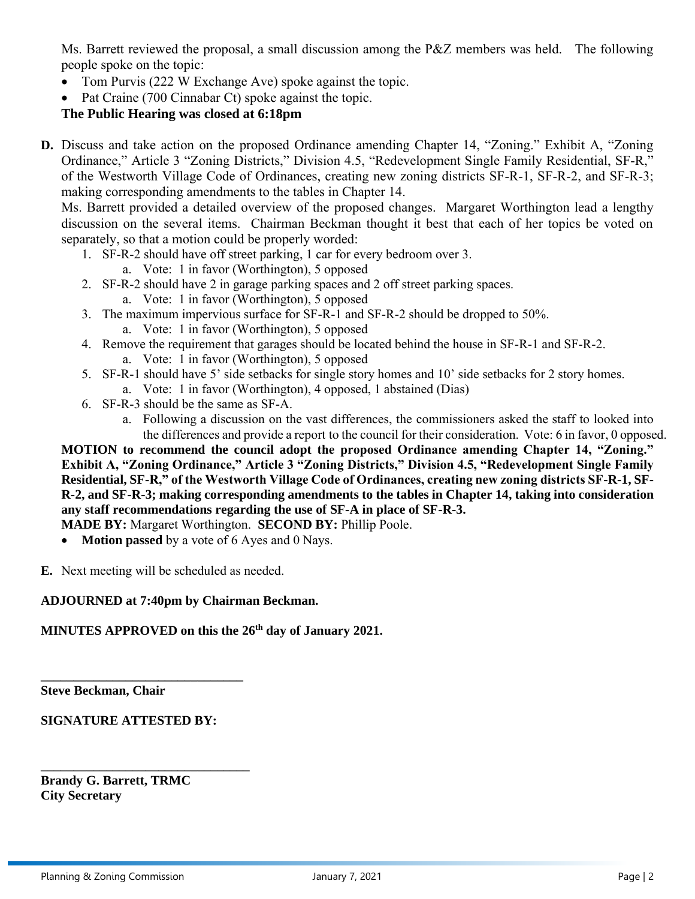Ms. Barrett reviewed the proposal, a small discussion among the P&Z members was held. The following people spoke on the topic:

- Tom Purvis (222 W Exchange Ave) spoke against the topic.
- Pat Craine (700 Cinnabar Ct) spoke against the topic.

**The Public Hearing was closed at 6:18pm**

**D.** Discuss and take action on the proposed Ordinance amending Chapter 14, "Zoning." Exhibit A, "Zoning Ordinance," Article 3 "Zoning Districts," Division 4.5, "Redevelopment Single Family Residential, SF-R," of the Westworth Village Code of Ordinances, creating new zoning districts SF-R-1, SF-R-2, and SF-R-3; making corresponding amendments to the tables in Chapter 14.

Ms. Barrett provided a detailed overview of the proposed changes. Margaret Worthington lead a lengthy discussion on the several items. Chairman Beckman thought it best that each of her topics be voted on separately, so that a motion could be properly worded:

1. SF-R-2 should have off street parking, 1 car for every bedroom over 3.
   a. Vote: 1 in favor (Worthington), 5 opposed
2. SF-R-2 should have 2 in garage parking spaces and 2 off street parking spaces.
   a. Vote: 1 in favor (Worthington), 5 opposed
3. The maximum impervious surface for SF-R-1 and SF-R-2 should be dropped to 50%.
   a. Vote: 1 in favor (Worthington), 5 opposed
4. Remove the requirement that garages should be located behind the house in SF-R-1 and SF-R-2.
   a. Vote: 1 in favor (Worthington), 5 opposed
5. SF-R-1 should have 5' side setbacks for single story homes and 10' side setbacks for 2 story homes.
   a. Vote: 1 in favor (Worthington), 4 opposed, 1 abstained (Dias)
6. SF-R-3 should be the same as SF-A.
   a. Following a discussion on the vast differences, the commissioners asked the staff to looked into the differences and provide a report to the council for their consideration. Vote: 6 in favor, 0 opposed.

**MOTION to recommend the council adopt the proposed Ordinance amending Chapter 14, "Zoning." Exhibit A, "Zoning Ordinance," Article 3 "Zoning Districts," Division 4.5, "Redevelopment Single Family Residential, SF-R," of the Westworth Village Code of Ordinances, creating new zoning districts SF-R-1, SF-R-2, and SF-R-3; making corresponding amendments to the tables in Chapter 14, taking into consideration any staff recommendations regarding the use of SF-A in place of SF-R-3.**

**MADE BY:** Margaret Worthington. **SECOND BY:** Phillip Poole.

- **Motion passed** by a vote of 6 Ayes and 0 Nays.

**E.** Next meeting will be scheduled as needed.

**ADJOURNED at 7:40pm by Chairman Beckman.**

**MINUTES APPROVED on this the 26th day of January 2021.**

\_\_\_\_\_\_\_\_\_\_\_\_\_\_\_\_\_\_\_\_\_\_\_\_\_\_\_\_\_\_\_\_

**Steve Beckman, Chair**

**SIGNATURE ATTESTED BY:**

\_\_\_\_\_\_\_\_\_\_\_\_\_\_\_\_\_\_\_\_\_\_\_\_\_\_\_\_\_\_\_\_

**Brandy G. Barrett, TRMC**
**City Secretary**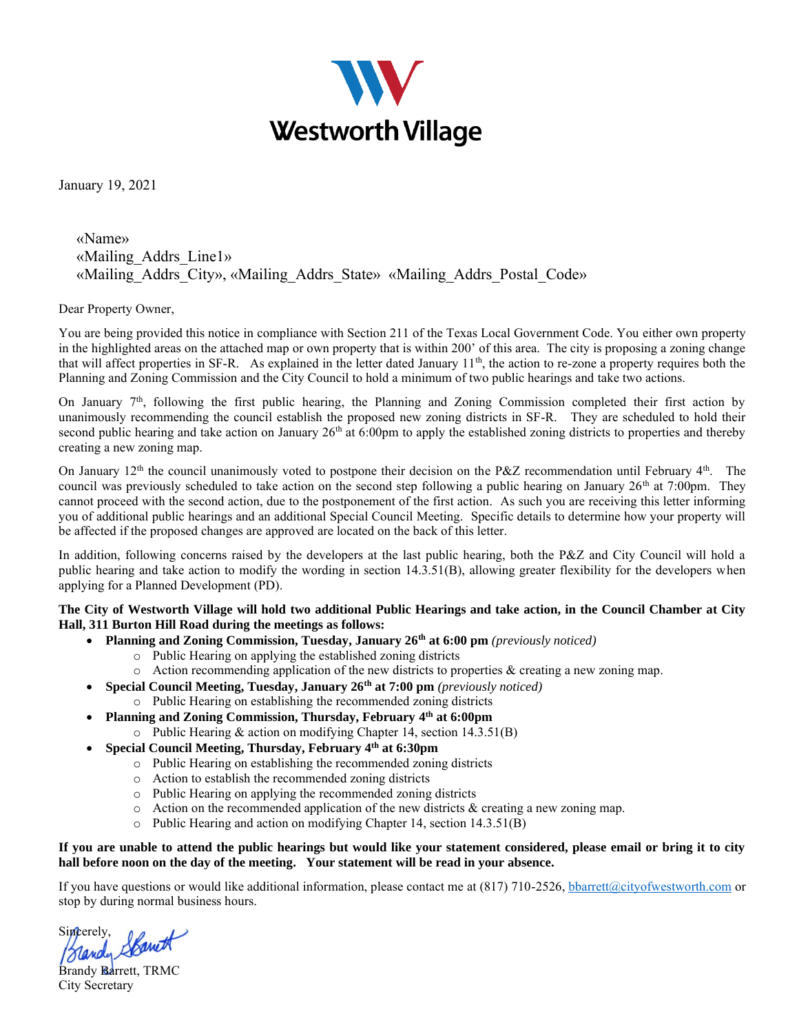Westworth Village

January 19, 2021

«Name»
«Mailing_Addrs_Line1»
«Mailing_Addrs_City», «Mailing_Addrs_State» «Mailing_Addrs_Postal_Code»

Dear Property Owner,

You are being provided this notice in compliance with Section 211 of the Texas Local Government Code. You either own property in the highlighted areas on the attached map or own property that is within 200' of this area. The city is proposing a zoning change that will affect properties in SF-R. As explained in the letter dated January 11th, the action to re-zone a property requires both the Planning and Zoning Commission and the City Council to hold a minimum of two public hearings and take two actions.

On January 7th, following the first public hearing, the Planning and Zoning Commission completed their first action by unanimously recommending the council establish the proposed new zoning districts in SF-R. They are scheduled to hold their second public hearing and take action on January 26th at 6:00pm to apply the established zoning districts to properties and thereby creating a new zoning map.

On January 12th the council unanimously voted to postpone their decision on the P&Z recommendation until February 4th. The council was previously scheduled to take action on the second step following a public hearing on January 26th at 7:00pm. They cannot proceed with the second action, due to the postponement of the first action. As such you are receiving this letter informing you of additional public hearings and an additional Special Council Meeting. Specific details to determine how your property will be affected if the proposed changes are approved are located on the back of this letter.

In addition, following concerns raised by the developers at the last public hearing, both the P&Z and City Council will hold a public hearing and take action to modify the wording in section 14.3.51(B), allowing greater flexibility for the developers when applying for a Planned Development (PD).

**The City of Westworth Village will hold two additional Public Hearings and take action, in the Council Chamber at City Hall, 311 Burton Hill Road during the meetings as follows:**

- **Planning and Zoning Commission, Tuesday, January 26th at 6:00 pm** *(previously noticed)*
  - Public Hearing on applying the established zoning districts
  - Action recommending application of the new districts to properties & creating a new zoning map.
- **Special Council Meeting, Tuesday, January 26th at 7:00 pm** *(previously noticed)*
  - Public Hearing on establishing the recommended zoning districts
- **Planning and Zoning Commission, Thursday, February 4th at 6:00pm**
  - Public Hearing & action on modifying Chapter 14, section 14.3.51(B)
- **Special Council Meeting, Thursday, February 4th at 6:30pm**
  - Public Hearing on establishing the recommended zoning districts
  - Action to establish the recommended zoning districts
  - Public Hearing on applying the recommended zoning districts
  - Action on the recommended application of the new districts & creating a new zoning map.
  - Public Hearing and action on modifying Chapter 14, section 14.3.51(B)

**If you are unable to attend the public hearings but would like your statement considered, please email or bring it to city hall before noon on the day of the meeting. Your statement will be read in your absence.**

If you have questions or would like additional information, please contact me at (817) 710-2526, bbarrett@cityofwestworth.com or stop by during normal business hours.

Sincerely,

Brandy Barrett, TRMC
City Secretary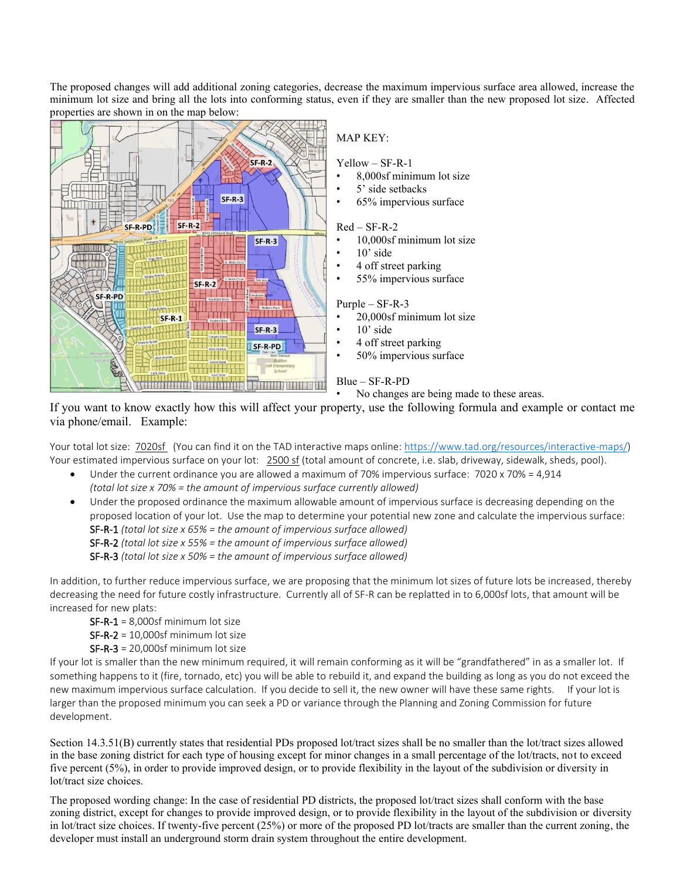The proposed changes will add additional zoning categories, decrease the maximum impervious surface area allowed, increase the minimum lot size and bring all the lots into conforming status, even if they are smaller than the new proposed lot size. Affected properties are shown in on the map below:

MAP KEY:

Yellow – SF-R-1
- 8,000sf minimum lot size
- 5' side setbacks
- 65% impervious surface

Red – SF-R-2
- 10,000sf minimum lot size
- 10' side
- 4 off street parking
- 55% impervious surface

Purple – SF-R-3
- 20,000sf minimum lot size
- 10' side
- 4 off street parking
- 50% impervious surface

Blue – SF-R-PD
- No changes are being made to these areas.

If you want to know exactly how this will affect your property, use the following formula and example or contact me via phone/email. Example:

Your total lot size: 7020sf (You can find it on the TAD interactive maps online: https://www.tad.org/resources/interactive-maps/)
Your estimated impervious surface on your lot: 2500 sf (total amount of concrete, i.e. slab, driveway, sidewalk, sheds, pool).

- Under the current ordinance you are allowed a maximum of 70% impervious surface: 7020 x 70% = 4,914
  *(total lot size x 70% = the amount of impervious surface currently allowed)*
- Under the proposed ordinance the maximum allowable amount of impervious surface is decreasing depending on the proposed location of your lot. Use the map to determine your potential new zone and calculate the impervious surface:
  SF-R-1 *(total lot size x 65% = the amount of impervious surface allowed)*
  SF-R-2 *(total lot size x 55% = the amount of impervious surface allowed)*
  SF-R-3 *(total lot size x 50% = the amount of impervious surface allowed)*

In addition, to further reduce impervious surface, we are proposing that the minimum lot sizes of future lots be increased, thereby decreasing the need for future costly infrastructure. Currently all of SF-R can be replatted in to 6,000sf lots, that amount will be increased for new plats:

SF-R-1 = 8,000sf minimum lot size
SF-R-2 = 10,000sf minimum lot size
SF-R-3 = 20,000sf minimum lot size

If your lot is smaller than the new minimum required, it will remain conforming as it will be "grandfathered" in as a smaller lot. If something happens to it (fire, tornado, etc) you will be able to rebuild it, and expand the building as long as you do not exceed the new maximum impervious surface calculation. If you decide to sell it, the new owner will have these same rights. If your lot is larger than the proposed minimum you can seek a PD or variance through the Planning and Zoning Commission for future development.

Section 14.3.51(B) currently states that residential PDs proposed lot/tract sizes shall be no smaller than the lot/tract sizes allowed in the base zoning district for each type of housing except for minor changes in a small percentage of the lot/tracts, not to exceed five percent (5%), in order to provide improved design, or to provide flexibility in the layout of the subdivision or diversity in lot/tract size choices.

The proposed wording change: In the case of residential PD districts, the proposed lot/tract sizes shall conform with the base zoning district, except for changes to provide improved design, or to provide flexibility in the layout of the subdivision or diversity in lot/tract size choices. If twenty-five percent (25%) or more of the proposed PD lot/tracts are smaller than the current zoning, the developer must install an underground storm drain system throughout the entire development.